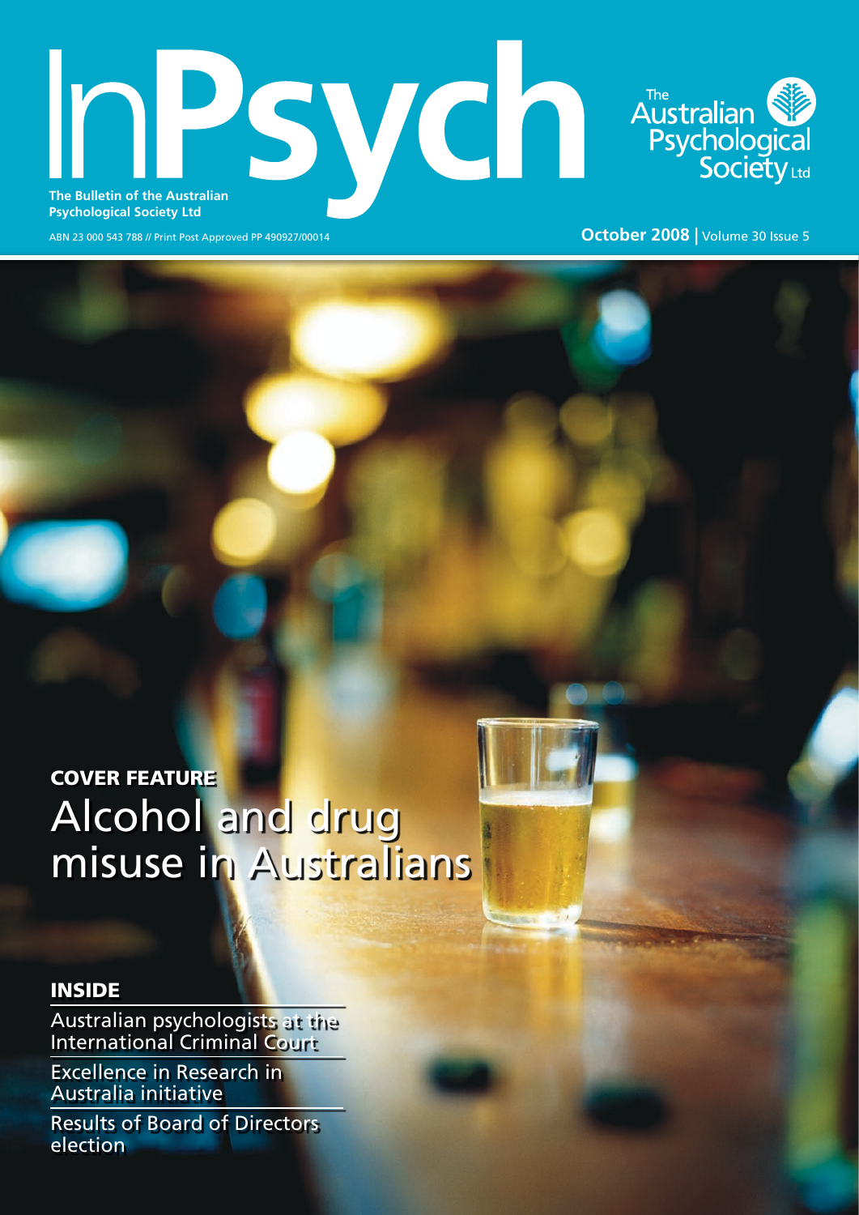# InPsych

**The Bulletin of the Australian Psychological Society Ltd**

The Australian Psychological Society Ltd

ABN 23 000 543 788 // Print Post Approved PP 490927/00014

**October 2008** | Volume 30 Issue 5

**COVER FEATURE**

## Alcohol and drug misuse in Australians

**INSIDE**

Australian psychologists at the International Criminal Court

Excellence in Research in Australia initiative

Results of Board of Directors election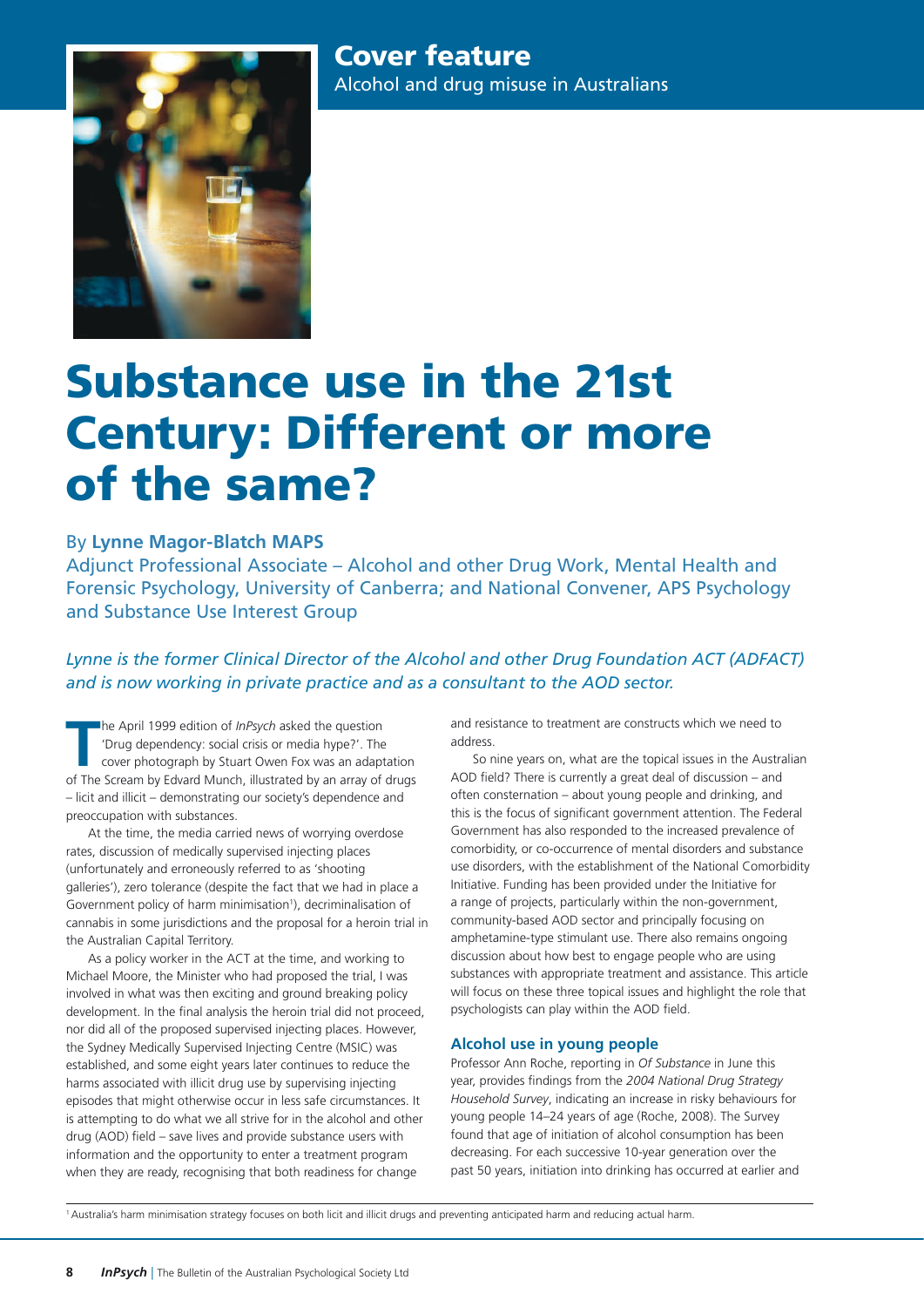Cover feature
Alcohol and drug misuse in Australians

# Substance use in the 21st Century: Different or more of the same?

By **Lynne Magor-Blatch MAPS**
Adjunct Professional Associate – Alcohol and other Drug Work, Mental Health and Forensic Psychology, University of Canberra; and National Convener, APS Psychology and Substance Use Interest Group

*Lynne is the former Clinical Director of the Alcohol and other Drug Foundation ACT (ADFACT) and is now working in private practice and as a consultant to the AOD sector.*

The April 1999 edition of *InPsych* asked the question 'Drug dependency: social crisis or media hype?'. The cover photograph by Stuart Owen Fox was an adaptation of The Scream by Edvard Munch, illustrated by an array of drugs – licit and illicit – demonstrating our society's dependence and preoccupation with substances.

At the time, the media carried news of worrying overdose rates, discussion of medically supervised injecting places (unfortunately and erroneously referred to as 'shooting galleries'), zero tolerance (despite the fact that we had in place a Government policy of harm minimisation[1]), decriminalisation of cannabis in some jurisdictions and the proposal for a heroin trial in the Australian Capital Territory.

As a policy worker in the ACT at the time, and working to Michael Moore, the Minister who had proposed the trial, I was involved in what was then exciting and ground breaking policy development. In the final analysis the heroin trial did not proceed, nor did all of the proposed supervised injecting places. However, the Sydney Medically Supervised Injecting Centre (MSIC) was established, and some eight years later continues to reduce the harms associated with illicit drug use by supervising injecting episodes that might otherwise occur in less safe circumstances. It is attempting to do what we all strive for in the alcohol and other drug (AOD) field – save lives and provide substance users with information and the opportunity to enter a treatment program when they are ready, recognising that both readiness for change and resistance to treatment are constructs which we need to address.

So nine years on, what are the topical issues in the Australian AOD field? There is currently a great deal of discussion – and often consternation – about young people and drinking, and this is the focus of significant government attention. The Federal Government has also responded to the increased prevalence of comorbidity, or co-occurrence of mental disorders and substance use disorders, with the establishment of the National Comorbidity Initiative. Funding has been provided under the Initiative for a range of projects, particularly within the non-government, community-based AOD sector and principally focusing on amphetamine-type stimulant use. There also remains ongoing discussion about how best to engage people who are using substances with appropriate treatment and assistance. This article will focus on these three topical issues and highlight the role that psychologists can play within the AOD field.

### Alcohol use in young people

Professor Ann Roche, reporting in *Of Substance* in June this year, provides findings from the *2004 National Drug Strategy Household Survey*, indicating an increase in risky behaviours for young people 14–24 years of age (Roche, 2008). The Survey found that age of initiation of alcohol consumption has been decreasing. For each successive 10-year generation over the past 50 years, initiation into drinking has occurred at earlier and

[1] Australia's harm minimisation strategy focuses on both licit and illicit drugs and preventing anticipated harm and reducing actual harm.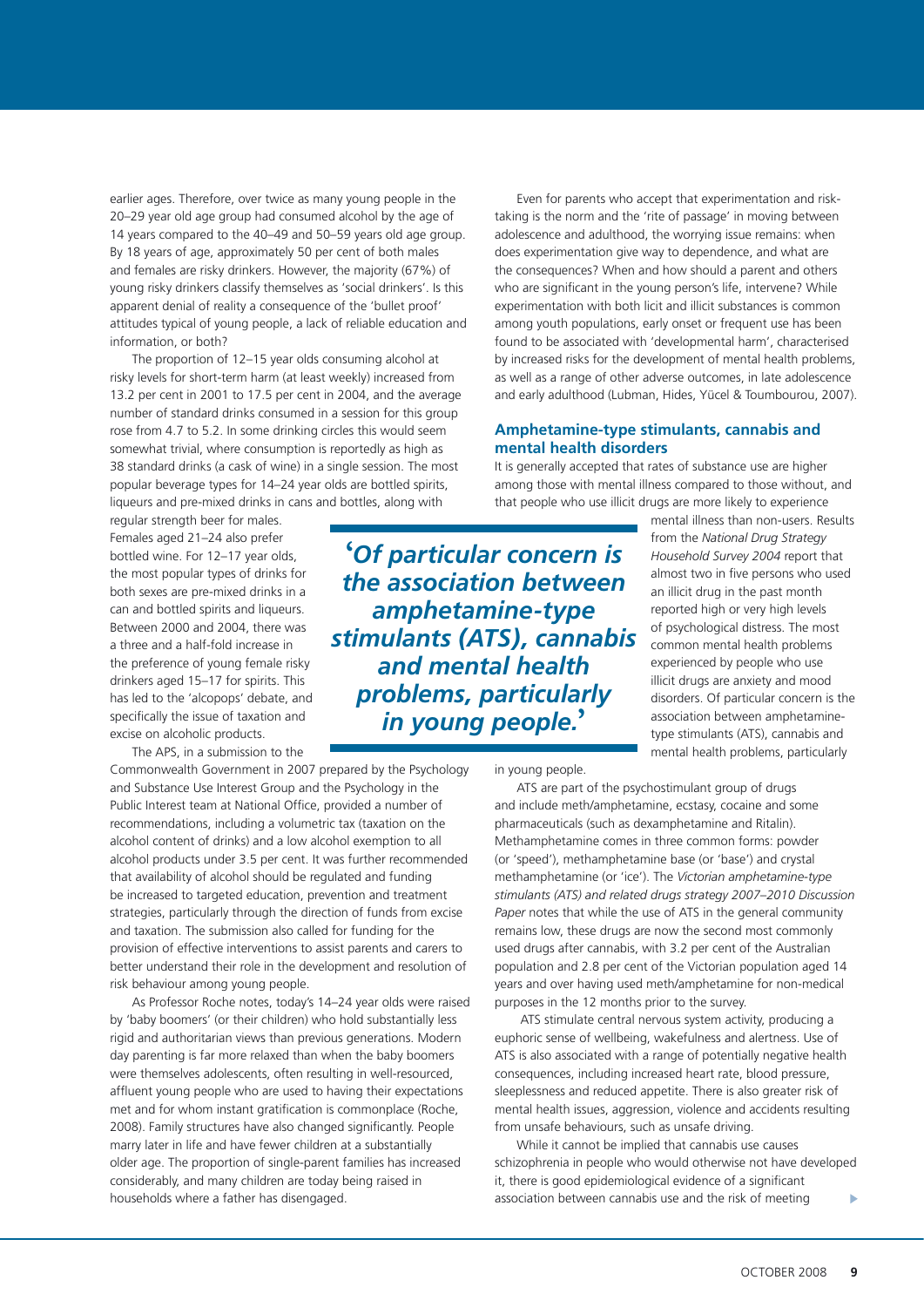earlier ages. Therefore, over twice as many young people in the 20–29 year old age group had consumed alcohol by the age of 14 years compared to the 40–49 and 50–59 years old age group. By 18 years of age, approximately 50 per cent of both males and females are risky drinkers. However, the majority (67%) of young risky drinkers classify themselves as 'social drinkers'. Is this apparent denial of reality a consequence of the 'bullet proof' attitudes typical of young people, a lack of reliable education and information, or both?

The proportion of 12–15 year olds consuming alcohol at risky levels for short-term harm (at least weekly) increased from 13.2 per cent in 2001 to 17.5 per cent in 2004, and the average number of standard drinks consumed in a session for this group rose from 4.7 to 5.2. In some drinking circles this would seem somewhat trivial, where consumption is reportedly as high as 38 standard drinks (a cask of wine) in a single session. The most popular beverage types for 14–24 year olds are bottled spirits, liqueurs and pre-mixed drinks in cans and bottles, along with regular strength beer for males. Females aged 21–24 also prefer bottled wine. For 12–17 year olds, the most popular types of drinks for both sexes are pre-mixed drinks in a can and bottled spirits and liqueurs. Between 2000 and 2004, there was a three and a half-fold increase in the preference of young female risky drinkers aged 15–17 for spirits. This has led to the 'alcopops' debate, and specifically the issue of taxation and excise on alcoholic products.

The APS, in a submission to the Commonwealth Government in 2007 prepared by the Psychology and Substance Use Interest Group and the Psychology in the Public Interest team at National Office, provided a number of recommendations, including a volumetric tax (taxation on the alcohol content of drinks) and a low alcohol exemption to all alcohol products under 3.5 per cent. It was further recommended that availability of alcohol should be regulated and funding be increased to targeted education, prevention and treatment strategies, particularly through the direction of funds from excise and taxation. The submission also called for funding for the provision of effective interventions to assist parents and carers to better understand their role in the development and resolution of risk behaviour among young people.

As Professor Roche notes, today's 14–24 year olds were raised by 'baby boomers' (or their children) who hold substantially less rigid and authoritarian views than previous generations. Modern day parenting is far more relaxed than when the baby boomers were themselves adolescents, often resulting in well-resourced, affluent young people who are used to having their expectations met and for whom instant gratification is commonplace (Roche, 2008). Family structures have also changed significantly. People marry later in life and have fewer children at a substantially older age. The proportion of single-parent families has increased considerably, and many children are today being raised in households where a father has disengaged.

Even for parents who accept that experimentation and risk-taking is the norm and the 'rite of passage' in moving between adolescence and adulthood, the worrying issue remains: when does experimentation give way to dependence, and what are the consequences? When and how should a parent and others who are significant in the young person's life, intervene? While experimentation with both licit and illicit substances is common among youth populations, early onset or frequent use has been found to be associated with 'developmental harm', characterised by increased risks for the development of mental health problems, as well as a range of other adverse outcomes, in late adolescence and early adulthood (Lubman, Hides, Yücel & Toumbourou, 2007).

## Amphetamine-type stimulants, cannabis and mental health disorders

It is generally accepted that rates of substance use are higher among those with mental illness compared to those without, and that people who use illicit drugs are more likely to experience mental illness than non-users. Results from the *National Drug Strategy Household Survey 2004* report that almost two in five persons who used an illicit drug in the past month reported high or very high levels of psychological distress. The most common mental health problems experienced by people who use illicit drugs are anxiety and mood disorders. Of particular concern is the association between amphetamine-type stimulants (ATS), cannabis and mental health problems, particularly in young people.

> ***'Of particular concern is the association between amphetamine-type stimulants (ATS), cannabis and mental health problems, particularly in young people.'***

ATS are part of the psychostimulant group of drugs and include meth/amphetamine, ecstasy, cocaine and some pharmaceuticals (such as dexamphetamine and Ritalin). Methamphetamine comes in three common forms: powder (or 'speed'), methamphetamine base (or 'base') and crystal methamphetamine (or 'ice'). The *Victorian amphetamine-type stimulants (ATS) and related drugs strategy 2007–2010 Discussion Paper* notes that while the use of ATS in the general community remains low, these drugs are now the second most commonly used drugs after cannabis, with 3.2 per cent of the Australian population and 2.8 per cent of the Victorian population aged 14 years and over having used meth/amphetamine for non-medical purposes in the 12 months prior to the survey.

ATS stimulate central nervous system activity, producing a euphoric sense of wellbeing, wakefulness and alertness. Use of ATS is also associated with a range of potentially negative health consequences, including increased heart rate, blood pressure, sleeplessness and reduced appetite. There is also greater risk of mental health issues, aggression, violence and accidents resulting from unsafe behaviours, such as unsafe driving.

While it cannot be implied that cannabis use causes schizophrenia in people who would otherwise not have developed it, there is good epidemiological evidence of a significant association between cannabis use and the risk of meeting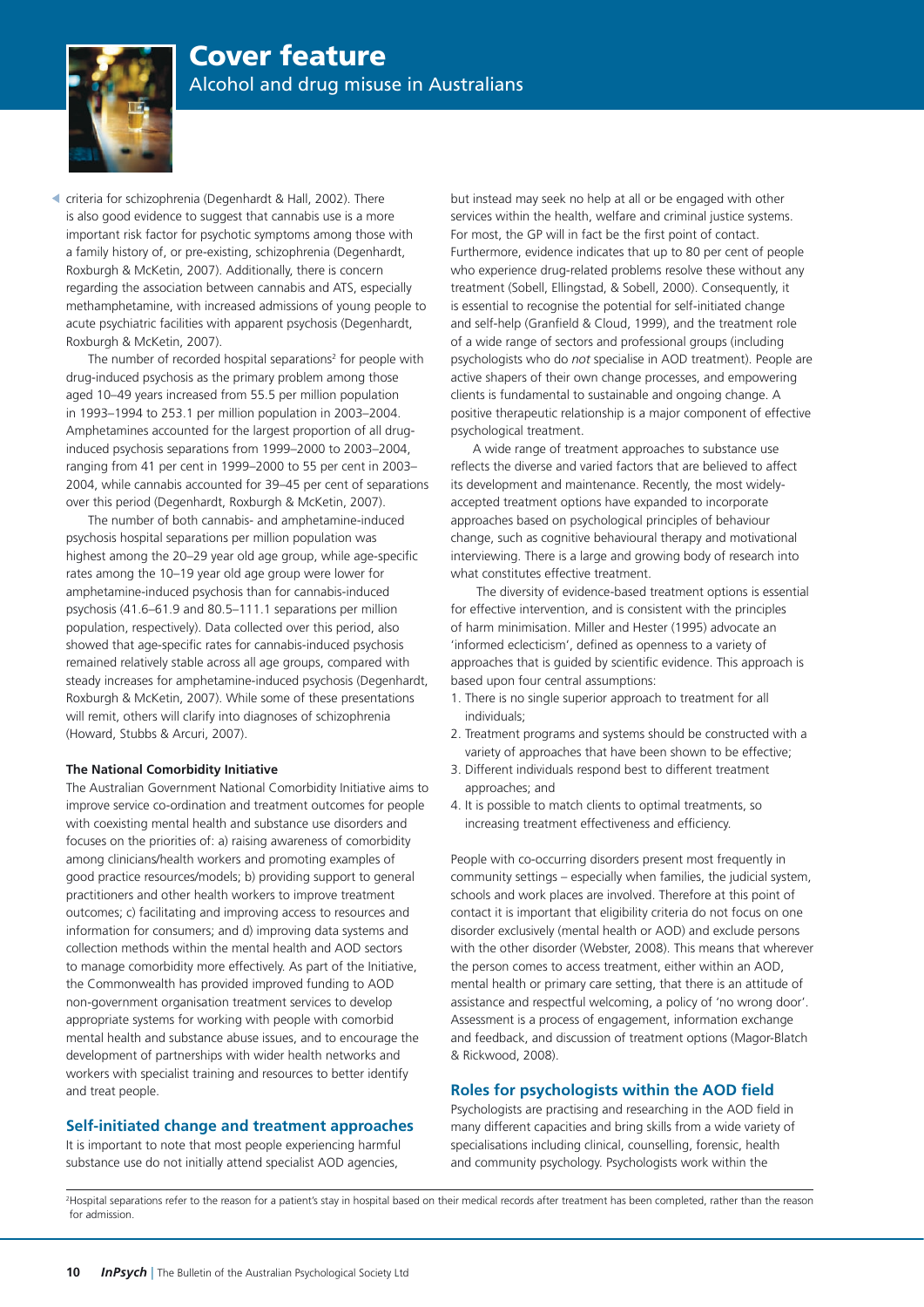criteria for schizophrenia (Degenhardt & Hall, 2002). There is also good evidence to suggest that cannabis use is a more important risk factor for psychotic symptoms among those with a family history of, or pre-existing, schizophrenia (Degenhardt, Roxburgh & McKetin, 2007). Additionally, there is concern regarding the association between cannabis and ATS, especially methamphetamine, with increased admissions of young people to acute psychiatric facilities with apparent psychosis (Degenhardt, Roxburgh & McKetin, 2007).

The number of recorded hospital separations[2] for people with drug-induced psychosis as the primary problem among those aged 10–49 years increased from 55.5 per million population in 1993–1994 to 253.1 per million population in 2003–2004. Amphetamines accounted for the largest proportion of all drug-induced psychosis separations from 1999–2000 to 2003–2004, ranging from 41 per cent in 1999–2000 to 55 per cent in 2003–2004, while cannabis accounted for 39–45 per cent of separations over this period (Degenhardt, Roxburgh & McKetin, 2007).

The number of both cannabis- and amphetamine-induced psychosis hospital separations per million population was highest among the 20–29 year old age group, while age-specific rates among the 10–19 year old age group were lower for amphetamine-induced psychosis than for cannabis-induced psychosis (41.6–61.9 and 80.5–111.1 separations per million population, respectively). Data collected over this period, also showed that age-specific rates for cannabis-induced psychosis remained relatively stable across all age groups, compared with steady increases for amphetamine-induced psychosis (Degenhardt, Roxburgh & McKetin, 2007). While some of these presentations will remit, others will clarify into diagnoses of schizophrenia (Howard, Stubbs & Arcuri, 2007).

#### The National Comorbidity Initiative

The Australian Government National Comorbidity Initiative aims to improve service co-ordination and treatment outcomes for people with coexisting mental health and substance use disorders and focuses on the priorities of: a) raising awareness of comorbidity among clinicians/health workers and promoting examples of good practice resources/models; b) providing support to general practitioners and other health workers to improve treatment outcomes; c) facilitating and improving access to resources and information for consumers; and d) improving data systems and collection methods within the mental health and AOD sectors to manage comorbidity more effectively. As part of the Initiative, the Commonwealth has provided improved funding to AOD non-government organisation treatment services to develop appropriate systems for working with people with comorbid mental health and substance abuse issues, and to encourage the development of partnerships with wider health networks and workers with specialist training and resources to better identify and treat people.

### Self-initiated change and treatment approaches

It is important to note that most people experiencing harmful substance use do not initially attend specialist AOD agencies, but instead may seek no help at all or be engaged with other services within the health, welfare and criminal justice systems. For most, the GP will in fact be the first point of contact. Furthermore, evidence indicates that up to 80 per cent of people who experience drug-related problems resolve these without any treatment (Sobell, Ellingstad, & Sobell, 2000). Consequently, it is essential to recognise the potential for self-initiated change and self-help (Granfield & Cloud, 1999), and the treatment role of a wide range of sectors and professional groups (including psychologists who do *not* specialise in AOD treatment). People are active shapers of their own change processes, and empowering clients is fundamental to sustainable and ongoing change. A positive therapeutic relationship is a major component of effective psychological treatment.

A wide range of treatment approaches to substance use reflects the diverse and varied factors that are believed to affect its development and maintenance. Recently, the most widely-accepted treatment options have expanded to incorporate approaches based on psychological principles of behaviour change, such as cognitive behavioural therapy and motivational interviewing. There is a large and growing body of research into what constitutes effective treatment.

The diversity of evidence-based treatment options is essential for effective intervention, and is consistent with the principles of harm minimisation. Miller and Hester (1995) advocate an 'informed eclecticism', defined as openness to a variety of approaches that is guided by scientific evidence. This approach is based upon four central assumptions:

1. There is no single superior approach to treatment for all individuals;
2. Treatment programs and systems should be constructed with a variety of approaches that have been shown to be effective;
3. Different individuals respond best to different treatment approaches; and
4. It is possible to match clients to optimal treatments, so increasing treatment effectiveness and efficiency.

People with co-occurring disorders present most frequently in community settings – especially when families, the judicial system, schools and work places are involved. Therefore at this point of contact it is important that eligibility criteria do not focus on one disorder exclusively (mental health or AOD) and exclude persons with the other disorder (Webster, 2008). This means that wherever the person comes to access treatment, either within an AOD, mental health or primary care setting, that there is an attitude of assistance and respectful welcoming, a policy of 'no wrong door'. Assessment is a process of engagement, information exchange and feedback, and discussion of treatment options (Magor-Blatch & Rickwood, 2008).

### Roles for psychologists within the AOD field

Psychologists are practising and researching in the AOD field in many different capacities and bring skills from a wide variety of specialisations including clinical, counselling, forensic, health and community psychology. Psychologists work within the

[2] Hospital separations refer to the reason for a patient's stay in hospital based on their medical records after treatment has been completed, rather than the reason for admission.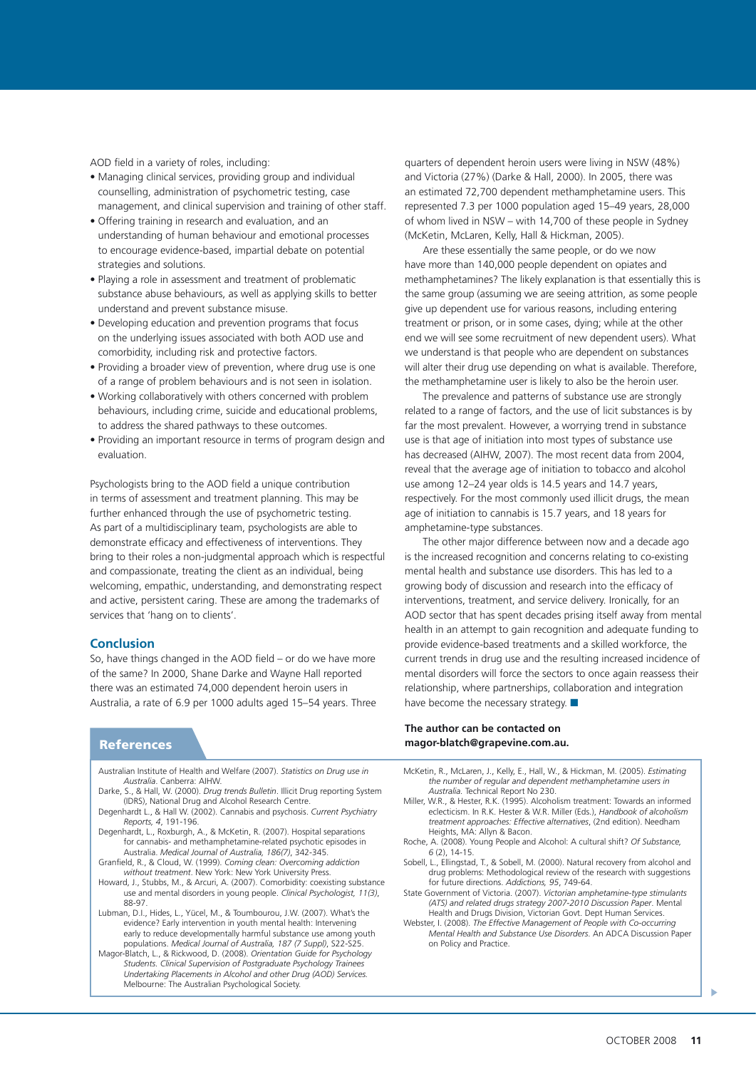AOD field in a variety of roles, including:

- Managing clinical services, providing group and individual counselling, administration of psychometric testing, case management, and clinical supervision and training of other staff.
- Offering training in research and evaluation, and an understanding of human behaviour and emotional processes to encourage evidence-based, impartial debate on potential strategies and solutions.
- Playing a role in assessment and treatment of problematic substance abuse behaviours, as well as applying skills to better understand and prevent substance misuse.
- Developing education and prevention programs that focus on the underlying issues associated with both AOD use and comorbidity, including risk and protective factors.
- Providing a broader view of prevention, where drug use is one of a range of problem behaviours and is not seen in isolation.
- Working collaboratively with others concerned with problem behaviours, including crime, suicide and educational problems, to address the shared pathways to these outcomes.
- Providing an important resource in terms of program design and evaluation.

Psychologists bring to the AOD field a unique contribution in terms of assessment and treatment planning. This may be further enhanced through the use of psychometric testing. As part of a multidisciplinary team, psychologists are able to demonstrate efficacy and effectiveness of interventions. They bring to their roles a non-judgmental approach which is respectful and compassionate, treating the client as an individual, being welcoming, empathic, understanding, and demonstrating respect and active, persistent caring. These are among the trademarks of services that 'hang on to clients'.

## Conclusion

So, have things changed in the AOD field – or do we have more of the same? In 2000, Shane Darke and Wayne Hall reported there was an estimated 74,000 dependent heroin users in Australia, a rate of 6.9 per 1000 adults aged 15–54 years. Three quarters of dependent heroin users were living in NSW (48%) and Victoria (27%) (Darke & Hall, 2000). In 2005, there was an estimated 72,700 dependent methamphetamine users. This represented 7.3 per 1000 population aged 15–49 years, 28,000 of whom lived in NSW – with 14,700 of these people in Sydney (McKetin, McLaren, Kelly, Hall & Hickman, 2005).

Are these essentially the same people, or do we now have more than 140,000 people dependent on opiates and methamphetamines? The likely explanation is that essentially this is the same group (assuming we are seeing attrition, as some people give up dependent use for various reasons, including entering treatment or prison, or in some cases, dying; while at the other end we will see some recruitment of new dependent users). What we understand is that people who are dependent on substances will alter their drug use depending on what is available. Therefore, the methamphetamine user is likely to also be the heroin user.

The prevalence and patterns of substance use are strongly related to a range of factors, and the use of licit substances is by far the most prevalent. However, a worrying trend in substance use is that age of initiation into most types of substance use has decreased (AIHW, 2007). The most recent data from 2004, reveal that the average age of initiation to tobacco and alcohol use among 12–24 year olds is 14.5 years and 14.7 years, respectively. For the most commonly used illicit drugs, the mean age of initiation to cannabis is 15.7 years, and 18 years for amphetamine-type substances.

The other major difference between now and a decade ago is the increased recognition and concerns relating to co-existing mental health and substance use disorders. This has led to a growing body of discussion and research into the efficacy of interventions, treatment, and service delivery. Ironically, for an AOD sector that has spent decades prising itself away from mental health in an attempt to gain recognition and adequate funding to provide evidence-based treatments and a skilled workforce, the current trends in drug use and the resulting increased incidence of mental disorders will force the sectors to once again reassess their relationship, where partnerships, collaboration and integration have become the necessary strategy. ■

**The author can be contacted on magor-blatch@grapevine.com.au.**

## References

Australian Institute of Health and Welfare (2007). *Statistics on Drug use in Australia*. Canberra: AIHW.

Darke, S., & Hall, W. (2000). *Drug trends Bulletin*. Illicit Drug reporting System (IDRS), National Drug and Alcohol Research Centre.

Degenhardt L., & Hall W. (2002). Cannabis and psychosis. *Current Psychiatry Reports, 4*, 191-196.

Degenhardt, L., Roxburgh, A., & McKetin, R. (2007). Hospital separations for cannabis- and methamphetamine-related psychotic episodes in Australia. *Medical Journal of Australia, 186(7)*, 342-345.

Granfield, R., & Cloud, W. (1999). *Coming clean: Overcoming addiction without treatment*. New York: New York University Press.

Howard, J., Stubbs, M., & Arcuri, A. (2007). Comorbidity: coexisting substance use and mental disorders in young people. *Clinical Psychologist, 11(3)*, 88-97.

Lubman, D.I., Hides, L., Yücel, M., & Toumbourou, J.W. (2007). What's the evidence? Early intervention in youth mental health: Intervening early to reduce developmentally harmful substance use among youth populations. *Medical Journal of Australia, 187 (7 Suppl)*, S22-S25.

Magor-Blatch, L., & Rickwood, D. (2008). *Orientation Guide for Psychology Students. Clinical Supervision of Postgraduate Psychology Trainees Undertaking Placements in Alcohol and other Drug (AOD) Services.* Melbourne: The Australian Psychological Society.

McKetin, R., McLaren, J., Kelly, E., Hall, W., & Hickman, M. (2005). *Estimating the number of regular and dependent methamphetamine users in Australia.* Technical Report No 230.

Miller, W.R., & Hester, R.K. (1995). Alcoholism treatment: Towards an informed eclecticism. In R.K. Hester & W.R. Miller (Eds.), *Handbook of alcoholism treatment approaches: Effective alternatives*, (2nd edition). Needham Heights, MA: Allyn & Bacon.

Roche, A. (2008). Young People and Alcohol: A cultural shift? *Of Substance, 6* (2), 14-15.

Sobell, L., Ellingstad, T., & Sobell, M. (2000). Natural recovery from alcohol and drug problems: Methodological review of the research with suggestions for future directions. *Addictions, 95*, 749-64.

State Government of Victoria. (2007). *Victorian amphetamine-type stimulants (ATS) and related drugs strategy 2007-2010 Discussion Paper*. Mental Health and Drugs Division, Victorian Govt. Dept Human Services.

Webster, I. (2008). *The Effective Management of People with Co-occurring Mental Health and Substance Use Disorders.* An ADCA Discussion Paper on Policy and Practice.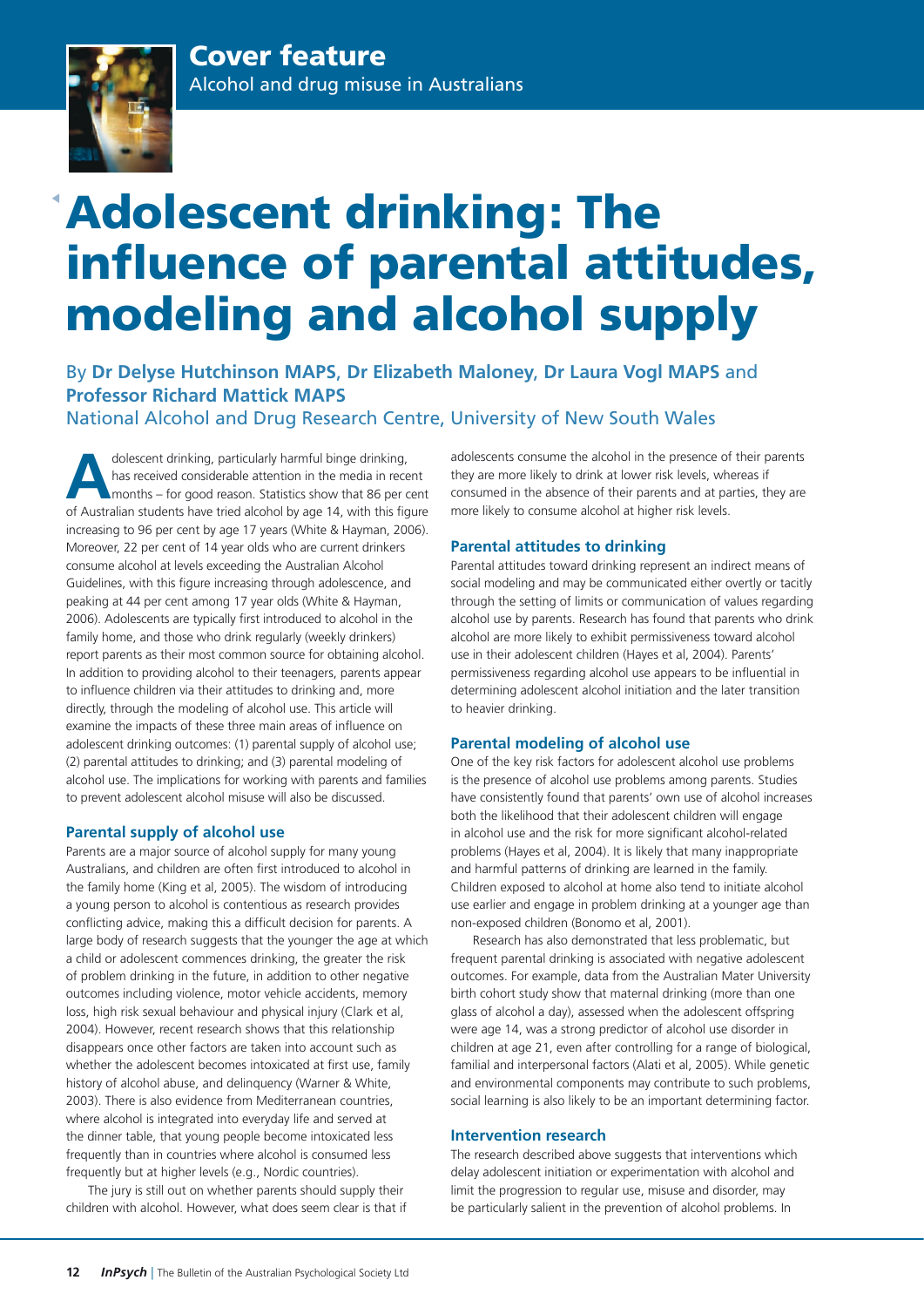**Cover feature**

Alcohol and drug misuse in Australians

# Adolescent drinking: The influence of parental attitudes, modeling and alcohol supply

By **Dr Delyse Hutchinson MAPS**, **Dr Elizabeth Maloney**, **Dr Laura Vogl MAPS** and **Professor Richard Mattick MAPS**

National Alcohol and Drug Research Centre, University of New South Wales

Adolescent drinking, particularly harmful binge drinking, has received considerable attention in the media in recent months – for good reason. Statistics show that 86 per cent of Australian students have tried alcohol by age 14, with this figure increasing to 96 per cent by age 17 years (White & Hayman, 2006). Moreover, 22 per cent of 14 year olds who are current drinkers consume alcohol at levels exceeding the Australian Alcohol Guidelines, with this figure increasing through adolescence, and peaking at 44 per cent among 17 year olds (White & Hayman, 2006). Adolescents are typically first introduced to alcohol in the family home, and those who drink regularly (weekly drinkers) report parents as their most common source for obtaining alcohol. In addition to providing alcohol to their teenagers, parents appear to influence children via their attitudes to drinking and, more directly, through the modeling of alcohol use. This article will examine the impacts of these three main areas of influence on adolescent drinking outcomes: (1) parental supply of alcohol use; (2) parental attitudes to drinking; and (3) parental modeling of alcohol use. The implications for working with parents and families to prevent adolescent alcohol misuse will also be discussed.

### Parental supply of alcohol use

Parents are a major source of alcohol supply for many young Australians, and children are often first introduced to alcohol in the family home (King et al, 2005). The wisdom of introducing a young person to alcohol is contentious as research provides conflicting advice, making this a difficult decision for parents. A large body of research suggests that the younger the age at which a child or adolescent commences drinking, the greater the risk of problem drinking in the future, in addition to other negative outcomes including violence, motor vehicle accidents, memory loss, high risk sexual behaviour and physical injury (Clark et al, 2004). However, recent research shows that this relationship disappears once other factors are taken into account such as whether the adolescent becomes intoxicated at first use, family history of alcohol abuse, and delinquency (Warner & White, 2003). There is also evidence from Mediterranean countries, where alcohol is integrated into everyday life and served at the dinner table, that young people become intoxicated less frequently than in countries where alcohol is consumed less frequently but at higher levels (e.g., Nordic countries).

The jury is still out on whether parents should supply their children with alcohol. However, what does seem clear is that if adolescents consume the alcohol in the presence of their parents they are more likely to drink at lower risk levels, whereas if consumed in the absence of their parents and at parties, they are more likely to consume alcohol at higher risk levels.

### Parental attitudes to drinking

Parental attitudes toward drinking represent an indirect means of social modeling and may be communicated either overtly or tacitly through the setting of limits or communication of values regarding alcohol use by parents. Research has found that parents who drink alcohol are more likely to exhibit permissiveness toward alcohol use in their adolescent children (Hayes et al, 2004). Parents' permissiveness regarding alcohol use appears to be influential in determining adolescent alcohol initiation and the later transition to heavier drinking.

### Parental modeling of alcohol use

One of the key risk factors for adolescent alcohol use problems is the presence of alcohol use problems among parents. Studies have consistently found that parents' own use of alcohol increases both the likelihood that their adolescent children will engage in alcohol use and the risk for more significant alcohol-related problems (Hayes et al, 2004). It is likely that many inappropriate and harmful patterns of drinking are learned in the family. Children exposed to alcohol at home also tend to initiate alcohol use earlier and engage in problem drinking at a younger age than non-exposed children (Bonomo et al, 2001).

Research has also demonstrated that less problematic, but frequent parental drinking is associated with negative adolescent outcomes. For example, data from the Australian Mater University birth cohort study show that maternal drinking (more than one glass of alcohol a day), assessed when the adolescent offspring were age 14, was a strong predictor of alcohol use disorder in children at age 21, even after controlling for a range of biological, familial and interpersonal factors (Alati et al, 2005). While genetic and environmental components may contribute to such problems, social learning is also likely to be an important determining factor.

### Intervention research

The research described above suggests that interventions which delay adolescent initiation or experimentation with alcohol and limit the progression to regular use, misuse and disorder, may be particularly salient in the prevention of alcohol problems. In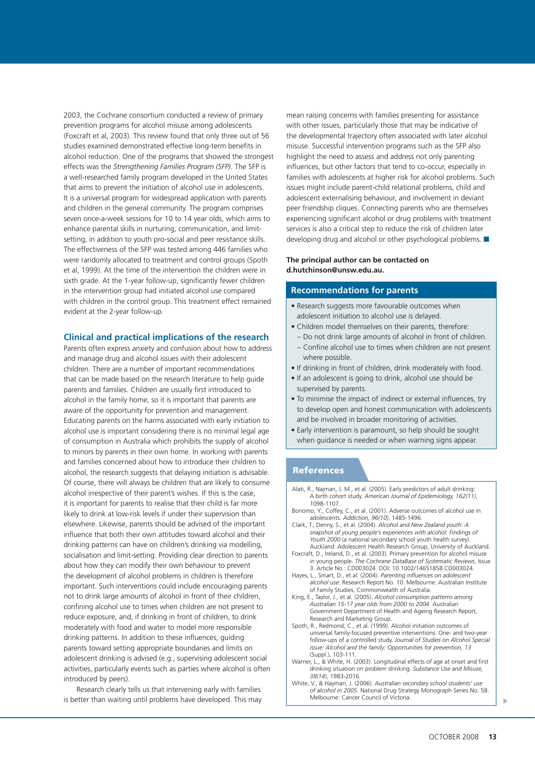2003, the Cochrane consortium conducted a review of primary prevention programs for alcohol misuse among adolescents (Foxcraft et al, 2003). This review found that only three out of 56 studies examined demonstrated effective long-term benefits in alcohol reduction. One of the programs that showed the strongest effects was the *Strengthening Families Program (SFP)*. The SFP is a well-researched family program developed in the United States that aims to prevent the initiation of alcohol use in adolescents. It is a universal program for widespread application with parents and children in the general community. The program comprises seven once-a-week sessions for 10 to 14 year olds, which aims to enhance parental skills in nurturing, communication, and limit-setting, in addition to youth pro-social and peer resistance skills. The effectiveness of the SFP was tested among 446 families who were randomly allocated to treatment and control groups (Spoth et al, 1999). At the time of the intervention the children were in sixth grade. At the 1-year follow-up, significantly fewer children in the intervention group had initiated alcohol use compared with children in the control group. This treatment effect remained evident at the 2-year follow-up.

## Clinical and practical implications of the research

Parents often express anxiety and confusion about how to address and manage drug and alcohol issues with their adolescent children. There are a number of important recommendations that can be made based on the research literature to help guide parents and families. Children are usually first introduced to alcohol in the family home, so it is important that parents are aware of the opportunity for prevention and management. Educating parents on the harms associated with early initiation to alcohol use is important considering there is no minimal legal age of consumption in Australia which prohibits the supply of alcohol to minors by parents in their own home. In working with parents and families concerned about how to introduce their children to alcohol, the research suggests that delaying initiation is advisable. Of course, there will always be children that are likely to consume alcohol irrespective of their parent's wishes. If this is the case, it is important for parents to realise that their child is far more likely to drink at low-risk levels if under their supervision than elsewhere. Likewise, parents should be advised of the important influence that both their own attitudes toward alcohol and their drinking patterns can have on children's drinking via modelling, socialisation and limit-setting. Providing clear direction to parents about how they can modify their own behaviour to prevent the development of alcohol problems in children is therefore important. Such interventions could include encouraging parents not to drink large amounts of alcohol in front of their children, confining alcohol use to times when children are not present to reduce exposure, and, if drinking in front of children, to drink moderately with food and water to model more responsible drinking patterns. In addition to these influences, guiding parents toward setting appropriate boundaries and limits on adolescent drinking is advised (e.g., supervising adolescent social activities, particularly events such as parties where alcohol is often introduced by peers).

Research clearly tells us that intervening early with families is better than waiting until problems have developed. This may mean raising concerns with families presenting for assistance with other issues, particularly those that may be indicative of the developmental trajectory often associated with later alcohol misuse. Successful intervention programs such as the SFP also highlight the need to assess and address not only parenting influences, but other factors that tend to co-occur, especially in families with adolescents at higher risk for alcohol problems. Such issues might include parent-child relational problems, child and adolescent externalising behaviour, and involvement in deviant peer friendship cliques. Connecting parents who are themselves experiencing significant alcohol or drug problems with treatment services is also a critical step to reduce the risk of children later developing drug and alcohol or other psychological problems. ■

**The principal author can be contacted on d.hutchinson@unsw.edu.au.**

## Recommendations for parents

- Research suggests more favourable outcomes when adolescent initiation to alcohol use is delayed.
- Children model themselves on their parents, therefore:
  - Do not drink large amounts of alcohol in front of children.
  - Confine alcohol use to times when children are not present where possible.
- If drinking in front of children, drink moderately with food.
- If an adolescent is going to drink, alcohol use should be supervised by parents.
- To minimise the impact of indirect or external influences, try to develop open and honest communication with adolescents and be involved in broader monitoring of activities.
- Early intervention is paramount, so help should be sought when guidance is needed or when warning signs appear.

## References

Alati, R., Najman, J. M., et al. (2005). Early predictors of adult drinking: A birth cohort study. *American Journal of Epidemiology, 162(11)*, 1098-1107.

Bonomo, Y., Coffey, C., et al. (2001). Adverse outcomes of alcohol use in adolescents. *Addiction, 96(10)*, 1485-1496.

Clark, T., Denny, S., et al. (2004). *Alcohol and New Zealand youth: A snapshot of young people's experiences with alcohol: Findings of Youth 2000* (a national secondary school youth health survey). Auckland: Adolescent Health Research Group, University of Auckland.

Foxcraft, D., Ireland, D., et al. (2003). Primary prevention for alcohol misuse in young people. *The Cochrane DataBase of Systematic Reviews*, Issue 3. Article No.: CD003024. DOI: 10.1002/14651858.CD003024.

Hayes, L., Smart, D., et al. (2004). *Parenting influences on adolescent alcohol use*. Research Report No. 10. Melbourne: Australian Institute of Family Studies, Commonwealth of Australia.

King, E., Taylor, J., et al. (2005). *Alcohol consumption patterns among Australian 15-17 year olds from 2000 to 2004*. Australian Government Department of Health and Ageing Research Report, Research and Marketing Group.

Spoth, R., Redmond, C., et al. (1999). Alcohol initiation outcomes of universal family-focused preventive interventions: One- and two-year follow-ups of a controlled study. *Journal of Studies on Alcohol Special issue: Alcohol and the family: Opportunities for prevention, 13* (Suppl.), 103-111.

Warner, L., & White, H. (2003). Longitudinal effects of age at onset and first drinking situation on problem drinking. *Substance Use and Misuse, 38(14)*, 1983-2016.

White, V., & Hayman, J. (2006). *Australian secondary school students' use of alcohol in 2005*. National Drug Strategy Monograph Series No. 58. Melbourne: Cancer Council of Victoria.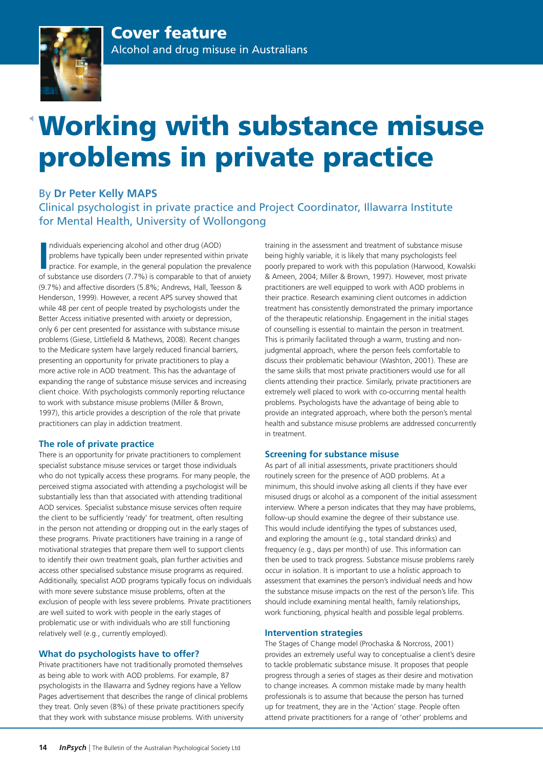Cover feature
Alcohol and drug misuse in Australians

# Working with substance misuse problems in private practice

By **Dr Peter Kelly MAPS**
Clinical psychologist in private practice and Project Coordinator, Illawarra Institute for Mental Health, University of Wollongong

Individuals experiencing alcohol and other drug (AOD) problems have typically been under represented within private practice. For example, in the general population the prevalence of substance use disorders (7.7%) is comparable to that of anxiety (9.7%) and affective disorders (5.8%; Andrews, Hall, Teesson & Henderson, 1999). However, a recent APS survey showed that while 48 per cent of people treated by psychologists under the Better Access initiative presented with anxiety or depression, only 6 per cent presented for assistance with substance misuse problems (Giese, Littlefield & Mathews, 2008). Recent changes to the Medicare system have largely reduced financial barriers, presenting an opportunity for private practitioners to play a more active role in AOD treatment. This has the advantage of expanding the range of substance misuse services and increasing client choice. With psychologists commonly reporting reluctance to work with substance misuse problems (Miller & Brown, 1997), this article provides a description of the role that private practitioners can play in addiction treatment.

## The role of private practice

There is an opportunity for private practitioners to complement specialist substance misuse services or target those individuals who do not typically access these programs. For many people, the perceived stigma associated with attending a psychologist will be substantially less than that associated with attending traditional AOD services. Specialist substance misuse services often require the client to be sufficiently 'ready' for treatment, often resulting in the person not attending or dropping out in the early stages of these programs. Private practitioners have training in a range of motivational strategies that prepare them well to support clients to identify their own treatment goals, plan further activities and access other specialised substance misuse programs as required. Additionally, specialist AOD programs typically focus on individuals with more severe substance misuse problems, often at the exclusion of people with less severe problems. Private practitioners are well suited to work with people in the early stages of problematic use or with individuals who are still functioning relatively well (e.g., currently employed).

## What do psychologists have to offer?

Private practitioners have not traditionally promoted themselves as being able to work with AOD problems. For example, 87 psychologists in the Illawarra and Sydney regions have a Yellow Pages advertisement that describes the range of clinical problems they treat. Only seven (8%) of these private practitioners specify that they work with substance misuse problems. With university training in the assessment and treatment of substance misuse being highly variable, it is likely that many psychologists feel poorly prepared to work with this population (Harwood, Kowalski & Ameen, 2004; Miller & Brown, 1997). However, most private practitioners are well equipped to work with AOD problems in their practice. Research examining client outcomes in addiction treatment has consistently demonstrated the primary importance of the therapeutic relationship. Engagement in the initial stages of counselling is essential to maintain the person in treatment. This is primarily facilitated through a warm, trusting and non-judgmental approach, where the person feels comfortable to discuss their problematic behaviour (Washton, 2001). These are the same skills that most private practitioners would use for all clients attending their practice. Similarly, private practitioners are extremely well placed to work with co-occurring mental health problems. Psychologists have the advantage of being able to provide an integrated approach, where both the person's mental health and substance misuse problems are addressed concurrently in treatment.

## Screening for substance misuse

As part of all initial assessments, private practitioners should routinely screen for the presence of AOD problems. At a minimum, this should involve asking all clients if they have ever misused drugs or alcohol as a component of the initial assessment interview. Where a person indicates that they may have problems, follow-up should examine the degree of their substance use. This would include identifying the types of substances used, and exploring the amount (e.g., total standard drinks) and frequency (e.g., days per month) of use. This information can then be used to track progress. Substance misuse problems rarely occur in isolation. It is important to use a holistic approach to assessment that examines the person's individual needs and how the substance misuse impacts on the rest of the person's life. This should include examining mental health, family relationships, work functioning, physical health and possible legal problems.

## Intervention strategies

The Stages of Change model (Prochaska & Norcross, 2001) provides an extremely useful way to conceptualise a client's desire to tackle problematic substance misuse. It proposes that people progress through a series of stages as their desire and motivation to change increases. A common mistake made by many health professionals is to assume that because the person has turned up for treatment, they are in the 'Action' stage. People often attend private practitioners for a range of 'other' problems and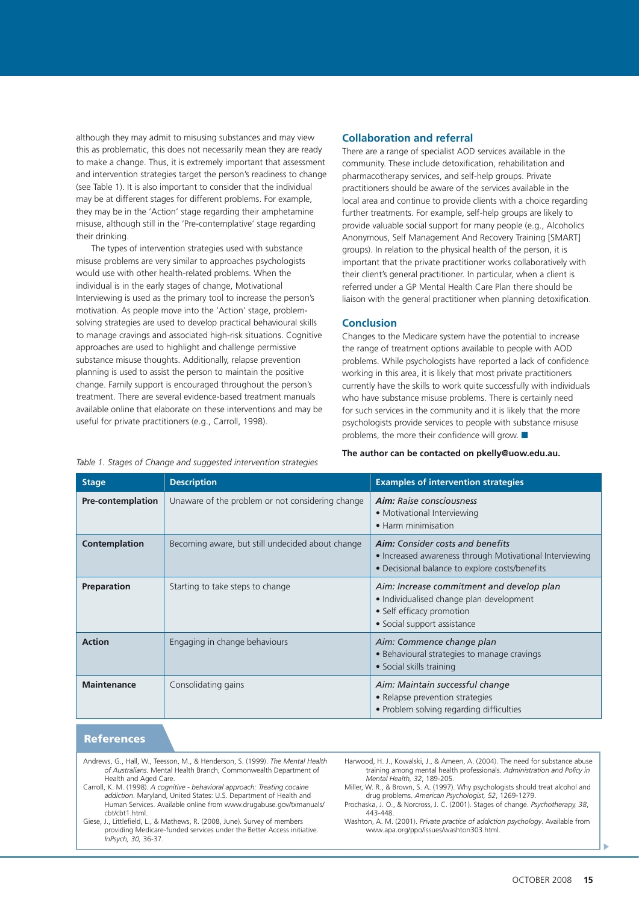although they may admit to misusing substances and may view this as problematic, this does not necessarily mean they are ready to make a change. Thus, it is extremely important that assessment and intervention strategies target the person's readiness to change (see Table 1). It is also important to consider that the individual may be at different stages for different problems. For example, they may be in the 'Action' stage regarding their amphetamine misuse, although still in the 'Pre-contemplative' stage regarding their drinking.

The types of intervention strategies used with substance misuse problems are very similar to approaches psychologists would use with other health-related problems. When the individual is in the early stages of change, Motivational Interviewing is used as the primary tool to increase the person's motivation. As people move into the 'Action' stage, problem-solving strategies are used to develop practical behavioural skills to manage cravings and associated high-risk situations. Cognitive approaches are used to highlight and challenge permissive substance misuse thoughts. Additionally, relapse prevention planning is used to assist the person to maintain the positive change. Family support is encouraged throughout the person's treatment. There are several evidence-based treatment manuals available online that elaborate on these interventions and may be useful for private practitioners (e.g., Carroll, 1998).

## Collaboration and referral

There are a range of specialist AOD services available in the community. These include detoxification, rehabilitation and pharmacotherapy services, and self-help groups. Private practitioners should be aware of the services available in the local area and continue to provide clients with a choice regarding further treatments. For example, self-help groups are likely to provide valuable social support for many people (e.g., Alcoholics Anonymous, Self Management And Recovery Training [SMART] groups). In relation to the physical health of the person, it is important that the private practitioner works collaboratively with their client's general practitioner. In particular, when a client is referred under a GP Mental Health Care Plan there should be liaison with the general practitioner when planning detoxification.

## Conclusion

Changes to the Medicare system have the potential to increase the range of treatment options available to people with AOD problems. While psychologists have reported a lack of confidence working in this area, it is likely that most private practitioners currently have the skills to work quite successfully with individuals who have substance misuse problems. There is certainly need for such services in the community and it is likely that the more psychologists provide services to people with substance misuse problems, the more their confidence will grow. ■

**The author can be contacted on pkelly@uow.edu.au.**

*Table 1. Stages of Change and suggested intervention strategies*

| Stage | Description | Examples of intervention strategies |
|---|---|---|
| **Pre-contemplation** | Unaware of the problem or not considering change | *Aim: Raise consciousness*<br>• Motivational Interviewing<br>• Harm minimisation |
| **Contemplation** | Becoming aware, but still undecided about change | *Aim: Consider costs and benefits*<br>• Increased awareness through Motivational Interviewing<br>• Decisional balance to explore costs/benefits |
| **Preparation** | Starting to take steps to change | *Aim: Increase commitment and develop plan*<br>• Individualised change plan development<br>• Self efficacy promotion<br>• Social support assistance |
| **Action** | Engaging in change behaviours | *Aim: Commence change plan*<br>• Behavioural strategies to manage cravings<br>• Social skills training |
| **Maintenance** | Consolidating gains | *Aim: Maintain successful change*<br>• Relapse prevention strategies<br>• Problem solving regarding difficulties |

## References

Andrews, G., Hall, W., Teesson, M., & Henderson, S. (1999). *The Mental Health of Australians.* Mental Health Branch, Commonwealth Department of Health and Aged Care.

Carroll, K. M. (1998). *A cognitive - behavioral approach: Treating cocaine addiction*. Maryland, United States: U.S. Department of Health and Human Services. Available online from www.drugabuse.gov/txmanuals/cbt/cbt1.html.

Giese, J., Littlefield, L., & Mathews, R. (2008, June). Survey of members providing Medicare-funded services under the Better Access initiative. *InPsych, 30,* 36-37.

Harwood, H. J., Kowalski, J., & Ameen, A. (2004). The need for substance abuse training among mental health professionals. *Administration and Policy in Mental Health, 32,* 189-205.

Miller, W. R., & Brown, S. A. (1997). Why psychologists should treat alcohol and drug problems. *American Psychologist, 52,* 1269-1279.

Prochaska, J. O., & Norcross, J. C. (2001). Stages of change. *Psychotherapy, 38,* 443-448.

Washton, A. M. (2001). *Private practice of addiction psychology*. Available from www.apa.org/ppo/issues/washton303.html.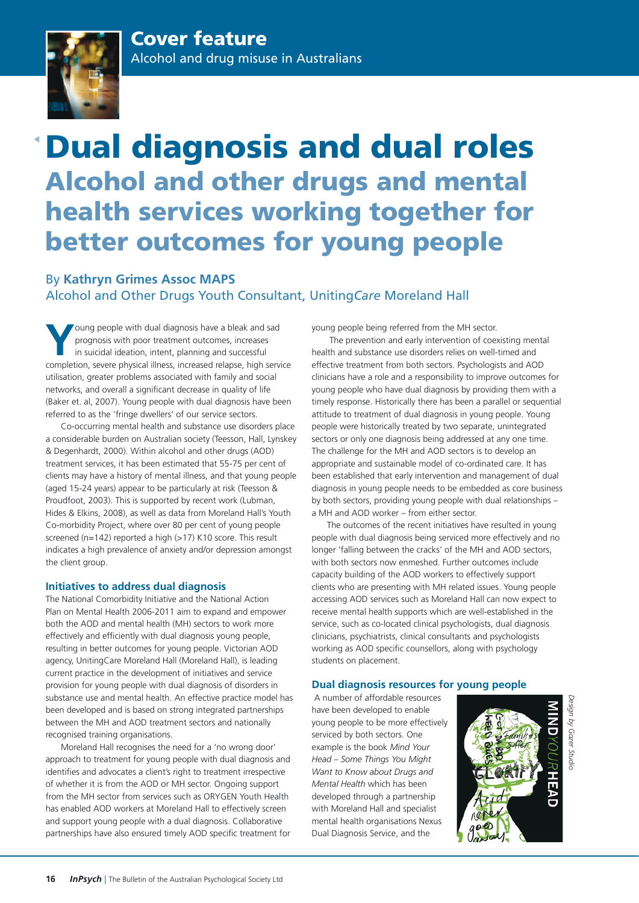Cover feature
Alcohol and drug misuse in Australians

# Dual diagnosis and dual roles

## Alcohol and other drugs and mental health services working together for better outcomes for young people

By **Kathryn Grimes Assoc MAPS**
Alcohol and Other Drugs Youth Consultant, Uniting*Care* Moreland Hall

Young people with dual diagnosis have a bleak and sad prognosis with poor treatment outcomes, increases in suicidal ideation, intent, planning and successful completion, severe physical illness, increased relapse, high service utilisation, greater problems associated with family and social networks, and overall a significant decrease in quality of life (Baker et. al, 2007). Young people with dual diagnosis have been referred to as the 'fringe dwellers' of our service sectors.

Co-occurring mental health and substance use disorders place a considerable burden on Australian society (Teesson, Hall, Lynskey & Degenhardt, 2000). Within alcohol and other drugs (AOD) treatment services, it has been estimated that 55-75 per cent of clients may have a history of mental illness, and that young people (aged 15-24 years) appear to be particularly at risk (Teesson & Proudfoot, 2003). This is supported by recent work (Lubman, Hides & Elkins, 2008), as well as data from Moreland Hall's Youth Co-morbidity Project, where over 80 per cent of young people screened (n=142) reported a high (>17) K10 score. This result indicates a high prevalence of anxiety and/or depression amongst the client group.

### Initiatives to address dual diagnosis

The National Comorbidity Initiative and the National Action Plan on Mental Health 2006-2011 aim to expand and empower both the AOD and mental health (MH) sectors to work more effectively and efficiently with dual diagnosis young people, resulting in better outcomes for young people. Victorian AOD agency, UnitingCare Moreland Hall (Moreland Hall), is leading current practice in the development of initiatives and service provision for young people with dual diagnosis of disorders in substance use and mental health. An effective practice model has been developed and is based on strong integrated partnerships between the MH and AOD treatment sectors and nationally recognised training organisations.

Moreland Hall recognises the need for a 'no wrong door' approach to treatment for young people with dual diagnosis and identifies and advocates a client's right to treatment irrespective of whether it is from the AOD or MH sector. Ongoing support from the MH sector from services such as ORYGEN Youth Health has enabled AOD workers at Moreland Hall to effectively screen and support young people with a dual diagnosis. Collaborative partnerships have also ensured timely AOD specific treatment for young people being referred from the MH sector.

The prevention and early intervention of coexisting mental health and substance use disorders relies on well-timed and effective treatment from both sectors. Psychologists and AOD clinicians have a role and a responsibility to improve outcomes for young people who have dual diagnosis by providing them with a timely response. Historically there has been a parallel or sequential attitude to treatment of dual diagnosis in young people. Young people were historically treated by two separate, unintegrated sectors or only one diagnosis being addressed at any one time. The challenge for the MH and AOD sectors is to develop an appropriate and sustainable model of co-ordinated care. It has been established that early intervention and management of dual diagnosis in young people needs to be embedded as core business by both sectors, providing young people with dual relationships – a MH and AOD worker – from either sector.

The outcomes of the recent initiatives have resulted in young people with dual diagnosis being serviced more effectively and no longer 'falling between the cracks' of the MH and AOD sectors, with both sectors now enmeshed. Further outcomes include capacity building of the AOD workers to effectively support clients who are presenting with MH related issues. Young people accessing AOD services such as Moreland Hall can now expect to receive mental health supports which are well-established in the service, such as co-located clinical psychologists, dual diagnosis clinicians, psychiatrists, clinical consultants and psychologists working as AOD specific counsellors, along with psychology students on placement.

### Dual diagnosis resources for young people

A number of affordable resources have been developed to enable young people to be more effectively serviced by both sectors. One example is the book *Mind Your Head – Some Things You Might Want to Know about Drugs and Mental Health* which has been developed through a partnership with Moreland Hall and specialist mental health organisations Nexus Dual Diagnosis Service, and the

*Design by Gazer Studio*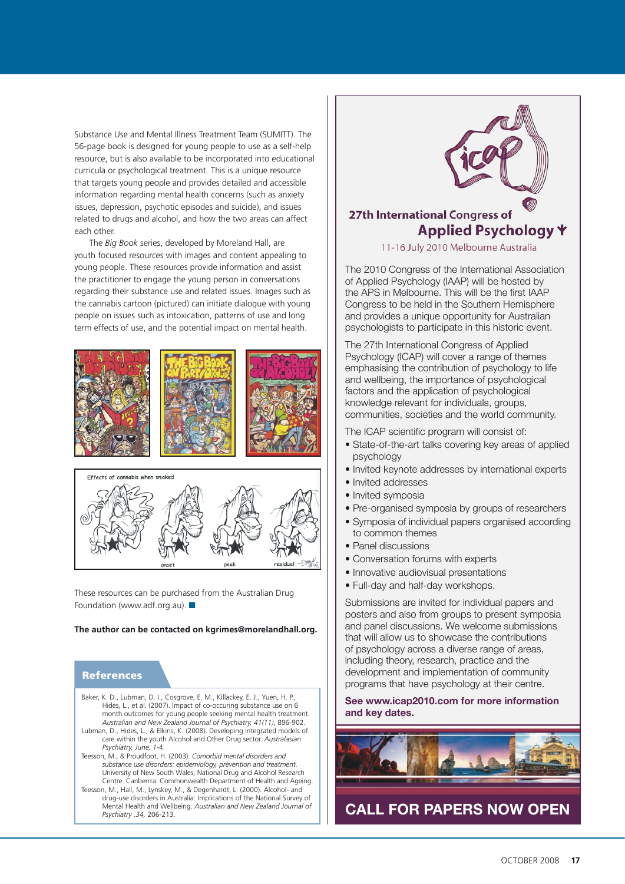Substance Use and Mental Illness Treatment Team (SUMITT). The 56-page book is designed for young people to use as a self-help resource, but is also available to be incorporated into educational curricula or psychological treatment. This is a unique resource that targets young people and provides detailed and accessible information regarding mental health concerns (such as anxiety issues, depression, psychotic episodes and suicide), and issues related to drugs and alcohol, and how the two areas can affect each other.

The *Big Book* series, developed by Moreland Hall, are youth focused resources with images and content appealing to young people. These resources provide information and assist the practitioner to engage the young person in conversations regarding their substance use and related issues. Images such as the cannabis cartoon (pictured) can initiate dialogue with young people on issues such as intoxication, patterns of use and long term effects of use, and the potential impact on mental health.

These resources can be purchased from the Australian Drug Foundation (www.adf.org.au).

**The author can be contacted on kgrimes@morelandhall.org.**

## References

Baker, K. D., Lubman, D. I., Cosgrove, E. M., Killackey, E. J., Yuen, H. P., Hides, L., et al. (2007). Impact of co-occuring substance use on 6 month outcomes for young people seeking mental health treatment. *Australian and New Zealand Journal of Psychiatry, 41(11)*, 896-902.

Lubman, D., Hides, L., & Elkins, K. (2008). Developing integrated models of care within the youth Alcohol and Other Drug sector. *Australasian Psychiatry, June*, 1-4.

Teesson, M., & Proudfoot, H. (2003). *Comorbid mental disorders and substance use disorders: epidemiology, prevention and treatment.* University of New South Wales, National Drug and Alcohol Research Centre. Canberrra: Commonwealth Department of Health and Ageing.

Teesson, M., Hall, M., Lynskey, M., & Degenhardt, L. (2000). Alcohol- and drug-use disorders in Australia: Implications of the National Survey of Mental Health and Wellbeing. *Australian and New Zealand Journal of Psychiatry ,34,* 206-213.

---

## 27th International Congress of Applied Psychology

11-16 July 2010 Melbourne Australia

The 2010 Congress of the International Association of Applied Psychology (IAAP) will be hosted by the APS in Melbourne. This will be the first IAAP Congress to be held in the Southern Hemisphere and provides a unique opportunity for Australian psychologists to participate in this historic event.

The 27th International Congress of Applied Psychology (ICAP) will cover a range of themes emphasising the contribution of psychology to life and wellbeing, the importance of psychological factors and the application of psychological knowledge relevant for individuals, groups, communities, societies and the world community.

The ICAP scientific program will consist of:

- State-of-the-art talks covering key areas of applied psychology
- Invited keynote addresses by international experts
- Invited addresses
- Invited symposia
- Pre-organised symposia by groups of researchers
- Symposia of individual papers organised according to common themes
- Panel discussions
- Conversation forums with experts
- Innovative audiovisual presentations
- Full-day and half-day workshops.

Submissions are invited for individual papers and posters and also from groups to present symposia and panel discussions. We welcome submissions that will allow us to showcase the contributions of psychology across a diverse range of areas, including theory, research, practice and the development and implementation of community programs that have psychology at their centre.

**See www.icap2010.com for more information and key dates.**

**CALL FOR PAPERS NOW OPEN**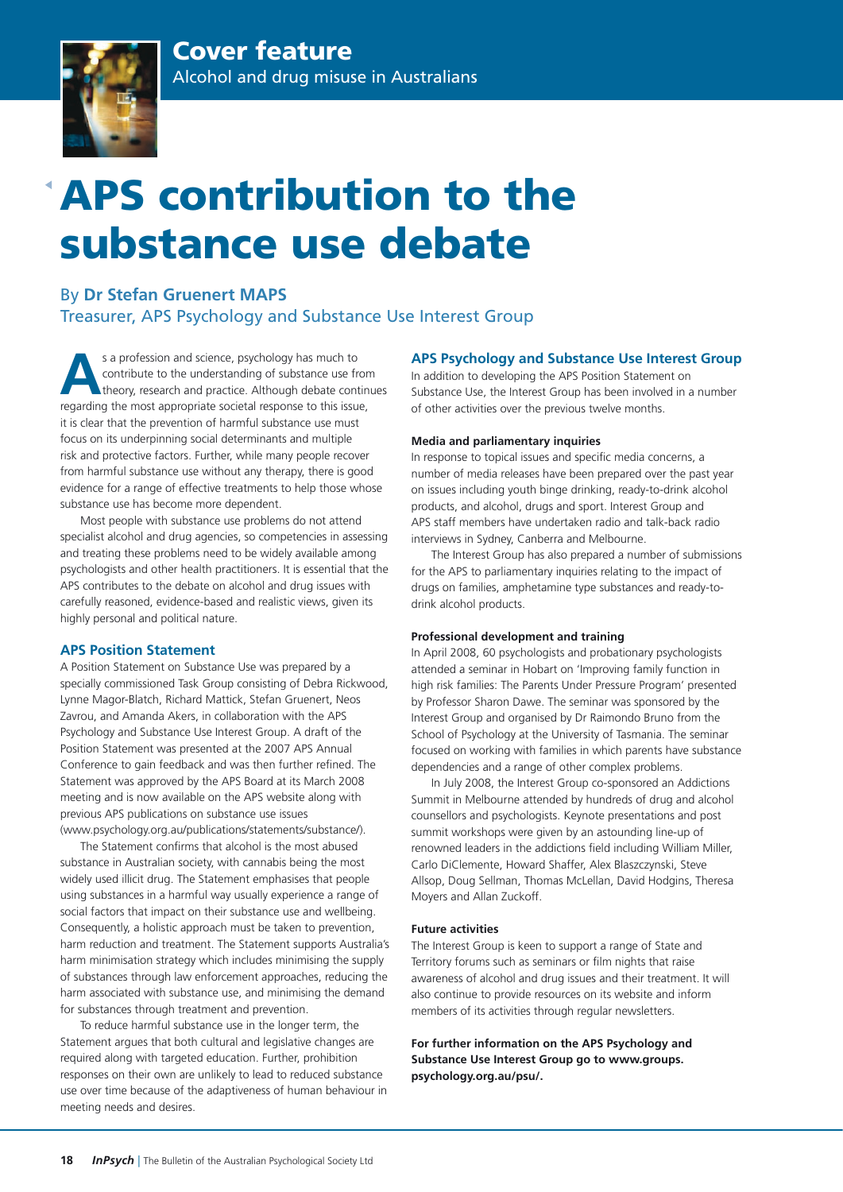Cover feature

Alcohol and drug misuse in Australians

# APS contribution to the substance use debate

By **Dr Stefan Gruenert MAPS**
Treasurer, APS Psychology and Substance Use Interest Group

As a profession and science, psychology has much to contribute to the understanding of substance use from theory, research and practice. Although debate continues regarding the most appropriate societal response to this issue, it is clear that the prevention of harmful substance use must focus on its underpinning social determinants and multiple risk and protective factors. Further, while many people recover from harmful substance use without any therapy, there is good evidence for a range of effective treatments to help those whose substance use has become more dependent.

Most people with substance use problems do not attend specialist alcohol and drug agencies, so competencies in assessing and treating these problems need to be widely available among psychologists and other health practitioners. It is essential that the APS contributes to the debate on alcohol and drug issues with carefully reasoned, evidence-based and realistic views, given its highly personal and political nature.

## APS Position Statement

A Position Statement on Substance Use was prepared by a specially commissioned Task Group consisting of Debra Rickwood, Lynne Magor-Blatch, Richard Mattick, Stefan Gruenert, Neos Zavrou, and Amanda Akers, in collaboration with the APS Psychology and Substance Use Interest Group. A draft of the Position Statement was presented at the 2007 APS Annual Conference to gain feedback and was then further refined. The Statement was approved by the APS Board at its March 2008 meeting and is now available on the APS website along with previous APS publications on substance use issues (www.psychology.org.au/publications/statements/substance/).

The Statement confirms that alcohol is the most abused substance in Australian society, with cannabis being the most widely used illicit drug. The Statement emphasises that people using substances in a harmful way usually experience a range of social factors that impact on their substance use and wellbeing. Consequently, a holistic approach must be taken to prevention, harm reduction and treatment. The Statement supports Australia's harm minimisation strategy which includes minimising the supply of substances through law enforcement approaches, reducing the harm associated with substance use, and minimising the demand for substances through treatment and prevention.

To reduce harmful substance use in the longer term, the Statement argues that both cultural and legislative changes are required along with targeted education. Further, prohibition responses on their own are unlikely to lead to reduced substance use over time because of the adaptiveness of human behaviour in meeting needs and desires.

## APS Psychology and Substance Use Interest Group

In addition to developing the APS Position Statement on Substance Use, the Interest Group has been involved in a number of other activities over the previous twelve months.

### Media and parliamentary inquiries

In response to topical issues and specific media concerns, a number of media releases have been prepared over the past year on issues including youth binge drinking, ready-to-drink alcohol products, and alcohol, drugs and sport. Interest Group and APS staff members have undertaken radio and talk-back radio interviews in Sydney, Canberra and Melbourne.

The Interest Group has also prepared a number of submissions for the APS to parliamentary inquiries relating to the impact of drugs on families, amphetamine type substances and ready-to-drink alcohol products.

### Professional development and training

In April 2008, 60 psychologists and probationary psychologists attended a seminar in Hobart on 'Improving family function in high risk families: The Parents Under Pressure Program' presented by Professor Sharon Dawe. The seminar was sponsored by the Interest Group and organised by Dr Raimondo Bruno from the School of Psychology at the University of Tasmania. The seminar focused on working with families in which parents have substance dependencies and a range of other complex problems.

In July 2008, the Interest Group co-sponsored an Addictions Summit in Melbourne attended by hundreds of drug and alcohol counsellors and psychologists. Keynote presentations and post summit workshops were given by an astounding line-up of renowned leaders in the addictions field including William Miller, Carlo DiClemente, Howard Shaffer, Alex Blaszczynski, Steve Allsop, Doug Sellman, Thomas McLellan, David Hodgins, Theresa Moyers and Allan Zuckoff.

### Future activities

The Interest Group is keen to support a range of State and Territory forums such as seminars or film nights that raise awareness of alcohol and drug issues and their treatment. It will also continue to provide resources on its website and inform members of its activities through regular newsletters.

**For further information on the APS Psychology and Substance Use Interest Group go to www.groups.psychology.org.au/psu/.**